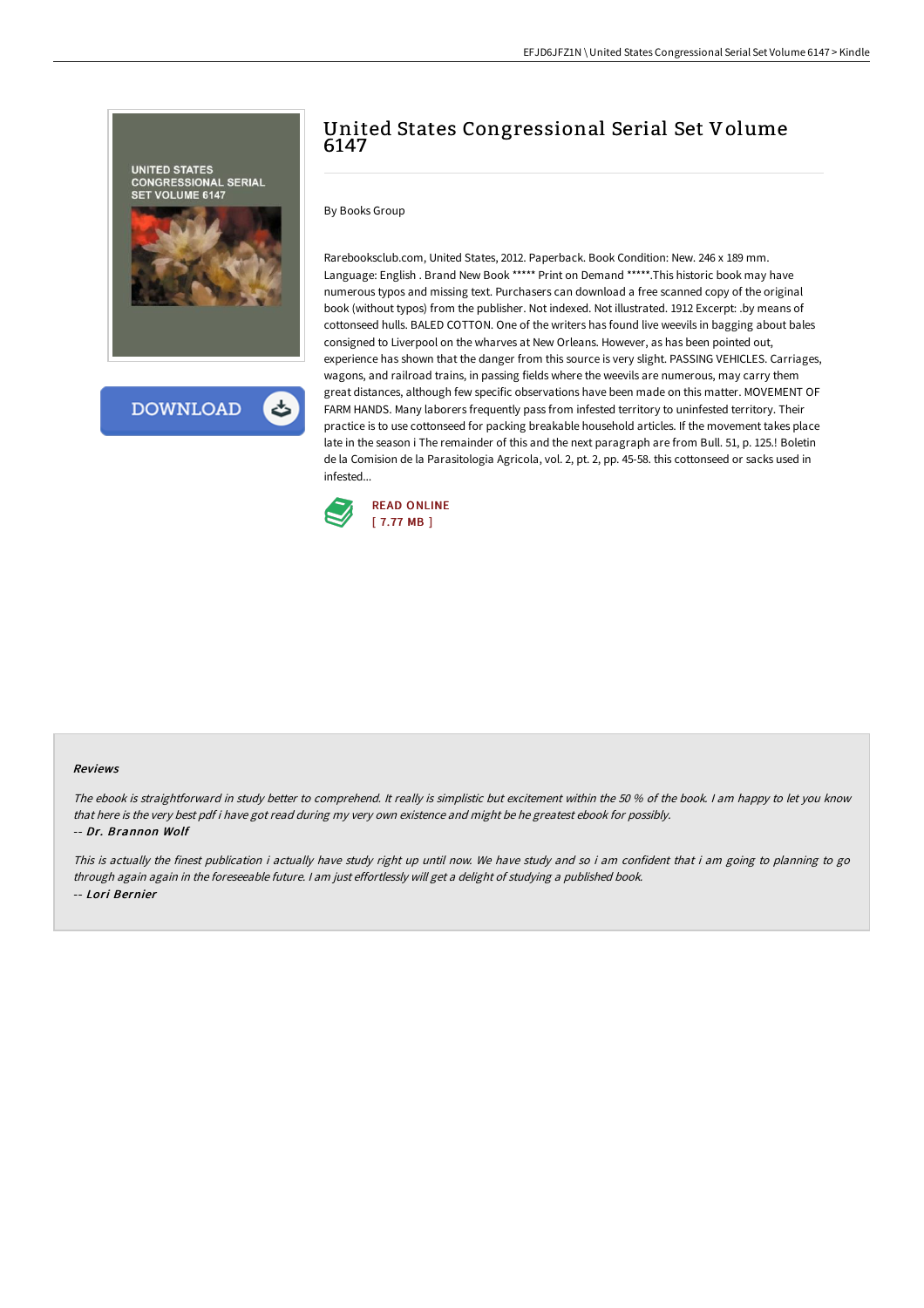# United States Congressional Serial Set Volume 6147

By Books Group

Rarebooksclub.com, United States, 2012. Paperback. Book Condition: New. 246 x 189 mm. Language: English . Brand New Book ***** Print on Demand *****.This historic book may have numerous typos and missing text. Purchasers can download a free scanned copy of the original book (without typos) from the publisher. Not indexed. Not illustrated. 1912 Excerpt: .by means of cottonseed hulls. BALED COTTON. One of the writers has found live weevils in bagging about bales consigned to Liverpool on the wharves at New Orleans. However, as has been pointed out, experience has shown that the danger from this source is very slight. PASSING VEHICLES. Carriages, wagons, and railroad trains, in passing fields where the weevils are numerous, may carry them great distances, although few specific observations have been made on this matter. MOVEMENT OF FARM HANDS. Many laborers frequently pass from infested territory to uninfested territory. Their practice is to use cottonseed for packing breakable household articles. If the movement takes place late in the season i The remainder of this and the next paragraph are from Bull. 51, p. 125.! Boletin de la Comision de la Parasitologia Agricola, vol. 2, pt. 2, pp. 45-58. this cottonseed or sacks used in infested...

READ ONLINE
[ 7.77 MB ]

### Reviews

*The ebook is straightforward in study better to comprehend. It really is simplistic but excitement within the 50 % of the book. I am happy to let you know that here is the very best pdf i have got read during my very own existence and might be he greatest ebook for possibly.*
*-- Dr. Brannon Wolf*

*This is actually the finest publication i actually have study right up until now. We have study and so i am confident that i am going to planning to go through again again in the foreseeable future. I am just effortlessly will get a delight of studying a published book.*
*-- Lori Bernier*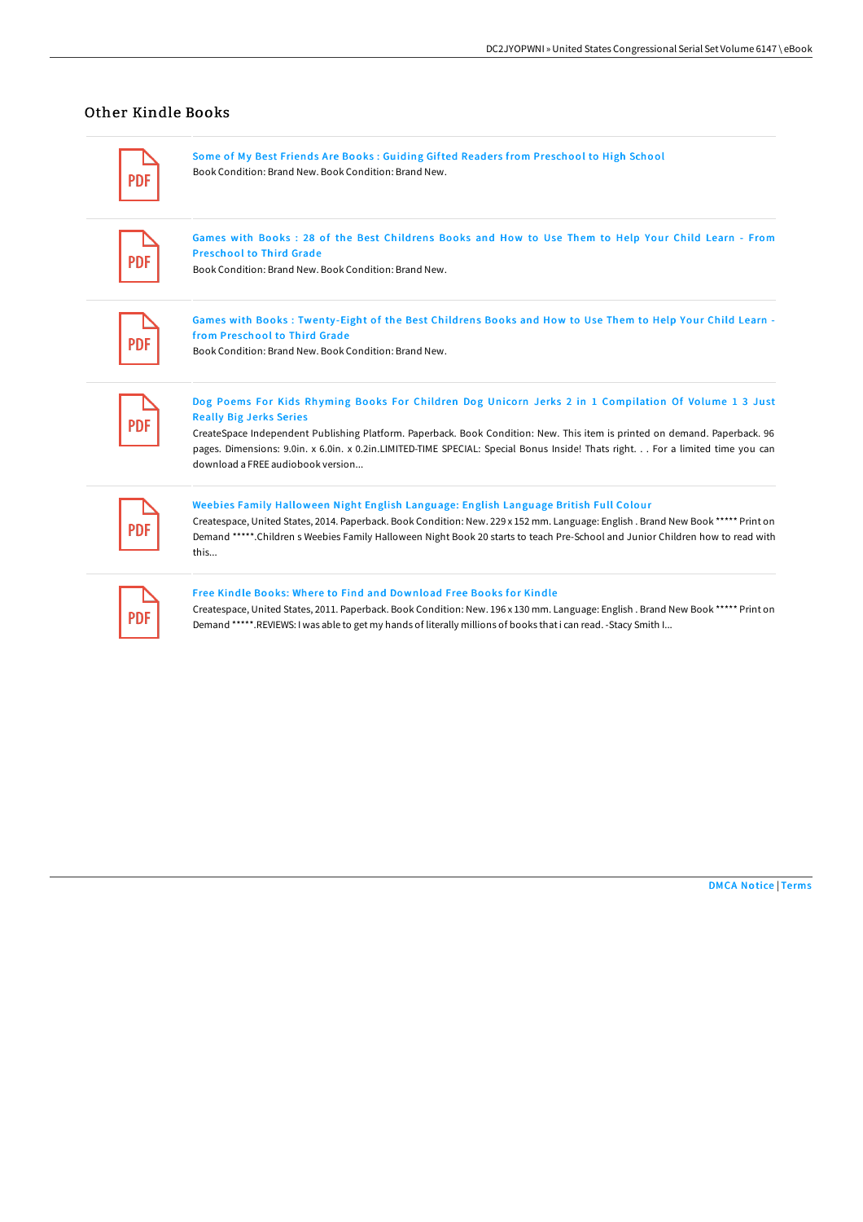## Other Kindle Books

**Some of My Best Friends Are Books : Guiding Gifted Readers from Preschool to High School**

Book Condition: Brand New. Book Condition: Brand New.

**Games with Books : 28 of the Best Childrens Books and How to Use Them to Help Your Child Learn - From Preschool to Third Grade**

Book Condition: Brand New. Book Condition: Brand New.

**Games with Books : Twenty-Eight of the Best Childrens Books and How to Use Them to Help Your Child Learn - from Preschool to Third Grade**

Book Condition: Brand New. Book Condition: Brand New.

**Dog Poems For Kids Rhyming Books For Children Dog Unicorn Jerks 2 in 1 Compilation Of Volume 1 3 Just Really Big Jerks Series**

CreateSpace Independent Publishing Platform. Paperback. Book Condition: New. This item is printed on demand. Paperback. 96 pages. Dimensions: 9.0in. x 6.0in. x 0.2in.LIMITED-TIME SPECIAL: Special Bonus Inside! Thats right. . . For a limited time you can download a FREE audiobook version...

**Weebies Family Halloween Night English Language: English Language British Full Colour**

Createspace, United States, 2014. Paperback. Book Condition: New. 229 x 152 mm. Language: English . Brand New Book ***** Print on Demand *****.Children s Weebies Family Halloween Night Book 20 starts to teach Pre-School and Junior Children how to read with this...

**Free Kindle Books: Where to Find and Download Free Books for Kindle**

Createspace, United States, 2011. Paperback. Book Condition: New. 196 x 130 mm. Language: English . Brand New Book ***** Print on Demand *****.REVIEWS: I was able to get my hands of literally millions of books that i can read. -Stacy Smith I...

DMCA Notice | Terms